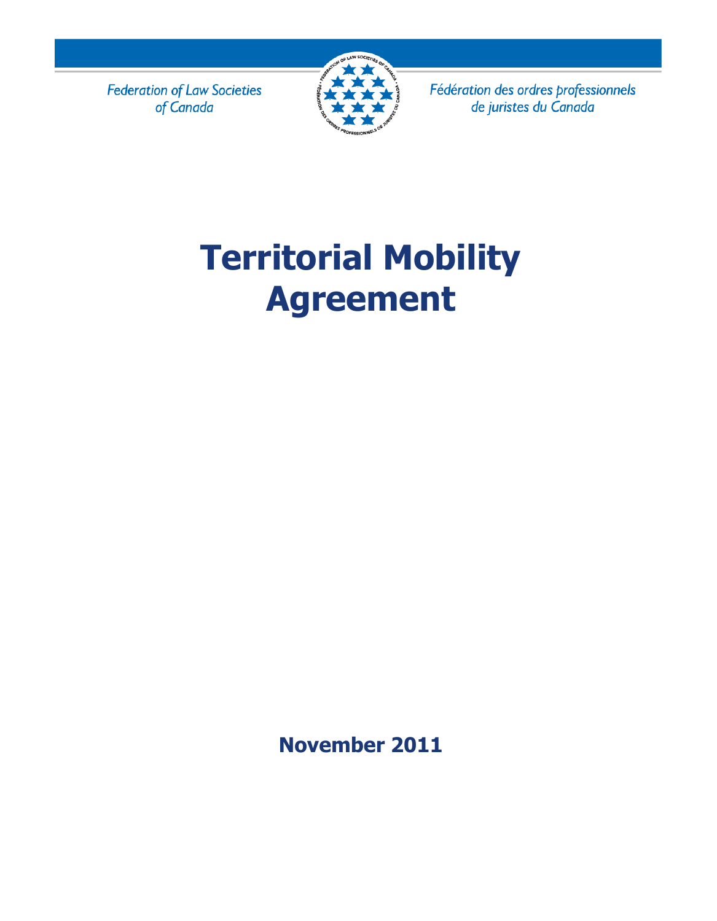Federation of Law Societies of Canada

Fédération des ordres professionnels de juristes du Canada

# Territorial Mobility Agreement

**November 2011**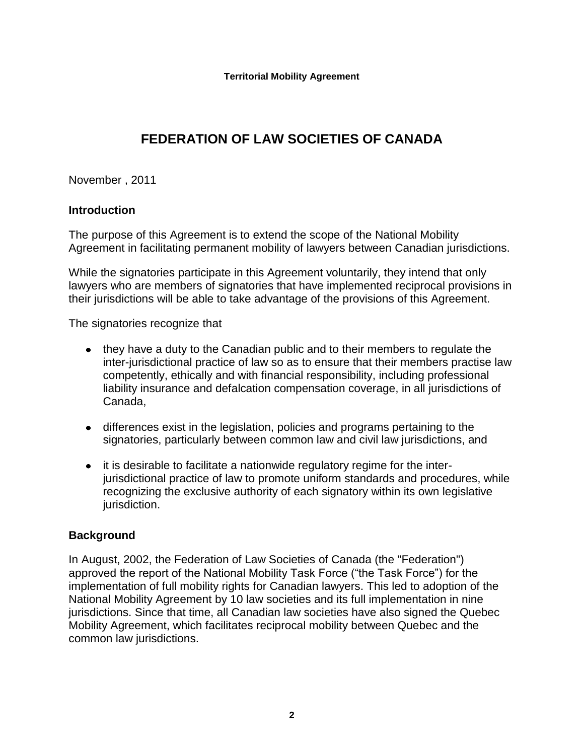# FEDERATION OF LAW SOCIETIES OF CANADA

November , 2011

## Introduction

The purpose of this Agreement is to extend the scope of the National Mobility Agreement in facilitating permanent mobility of lawyers between Canadian jurisdictions.

While the signatories participate in this Agreement voluntarily, they intend that only lawyers who are members of signatories that have implemented reciprocal provisions in their jurisdictions will be able to take advantage of the provisions of this Agreement.

The signatories recognize that

- they have a duty to the Canadian public and to their members to regulate the inter-jurisdictional practice of law so as to ensure that their members practise law competently, ethically and with financial responsibility, including professional liability insurance and defalcation compensation coverage, in all jurisdictions of Canada,
- differences exist in the legislation, policies and programs pertaining to the signatories, particularly between common law and civil law jurisdictions, and
- it is desirable to facilitate a nationwide regulatory regime for the inter-jurisdictional practice of law to promote uniform standards and procedures, while recognizing the exclusive authority of each signatory within its own legislative jurisdiction.

## Background

In August, 2002, the Federation of Law Societies of Canada (the "Federation") approved the report of the National Mobility Task Force ("the Task Force") for the implementation of full mobility rights for Canadian lawyers. This led to adoption of the National Mobility Agreement by 10 law societies and its full implementation in nine jurisdictions. Since that time, all Canadian law societies have also signed the Quebec Mobility Agreement, which facilitates reciprocal mobility between Quebec and the common law jurisdictions.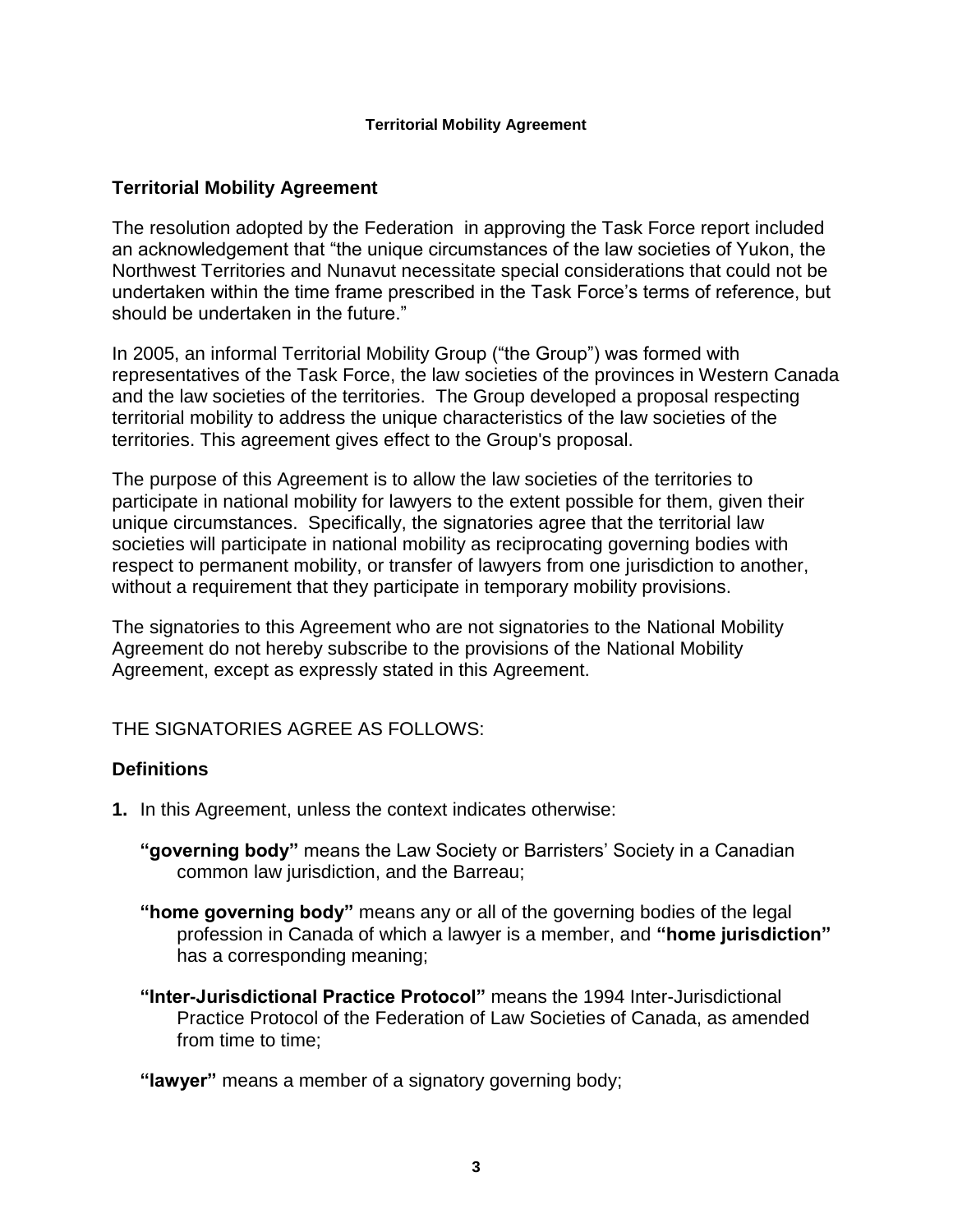## Territorial Mobility Agreement

The resolution adopted by the Federation in approving the Task Force report included an acknowledgement that "the unique circumstances of the law societies of Yukon, the Northwest Territories and Nunavut necessitate special considerations that could not be undertaken within the time frame prescribed in the Task Force's terms of reference, but should be undertaken in the future."

In 2005, an informal Territorial Mobility Group ("the Group") was formed with representatives of the Task Force, the law societies of the provinces in Western Canada and the law societies of the territories. The Group developed a proposal respecting territorial mobility to address the unique characteristics of the law societies of the territories. This agreement gives effect to the Group's proposal.

The purpose of this Agreement is to allow the law societies of the territories to participate in national mobility for lawyers to the extent possible for them, given their unique circumstances. Specifically, the signatories agree that the territorial law societies will participate in national mobility as reciprocating governing bodies with respect to permanent mobility, or transfer of lawyers from one jurisdiction to another, without a requirement that they participate in temporary mobility provisions.

The signatories to this Agreement who are not signatories to the National Mobility Agreement do not hereby subscribe to the provisions of the National Mobility Agreement, except as expressly stated in this Agreement.

THE SIGNATORIES AGREE AS FOLLOWS:

### Definitions

**1.** In this Agreement, unless the context indicates otherwise:

**"governing body"** means the Law Society or Barristers' Society in a Canadian common law jurisdiction, and the Barreau;

**"home governing body"** means any or all of the governing bodies of the legal profession in Canada of which a lawyer is a member, and **"home jurisdiction"** has a corresponding meaning;

**"Inter-Jurisdictional Practice Protocol"** means the 1994 Inter-Jurisdictional Practice Protocol of the Federation of Law Societies of Canada, as amended from time to time;

**"lawyer"** means a member of a signatory governing body;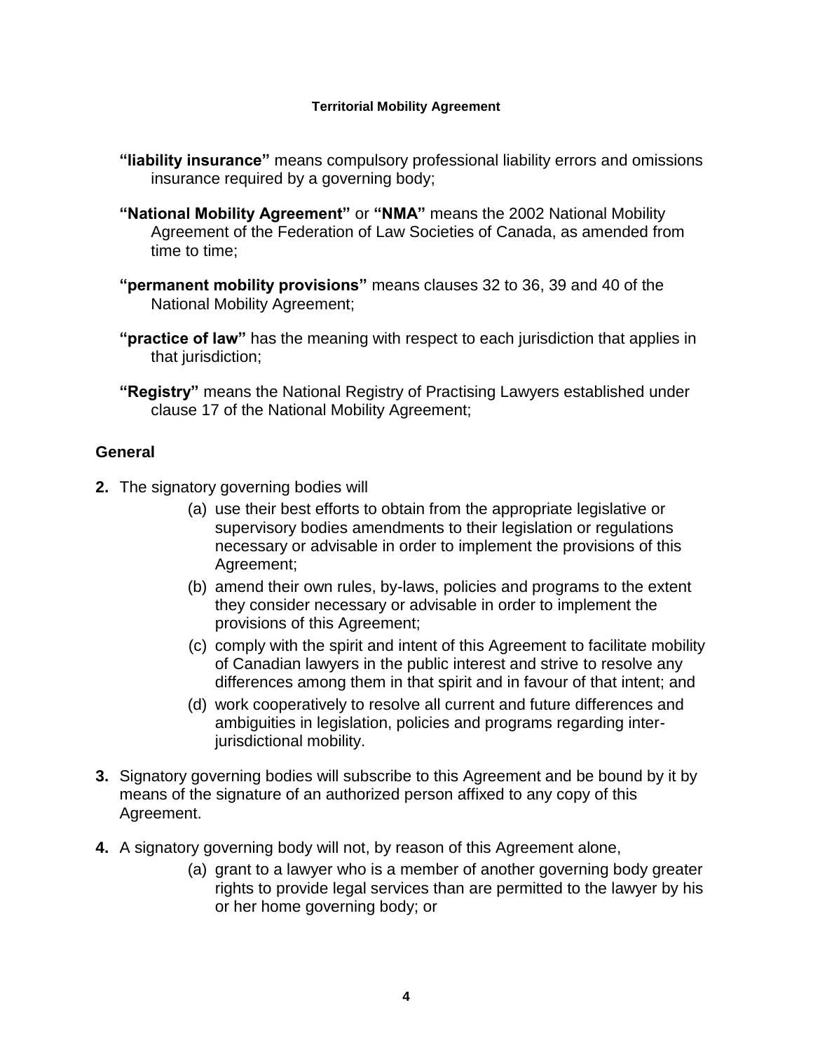**"liability insurance"** means compulsory professional liability errors and omissions insurance required by a governing body;

**"National Mobility Agreement"** or **"NMA"** means the 2002 National Mobility Agreement of the Federation of Law Societies of Canada, as amended from time to time;

**"permanent mobility provisions"** means clauses 32 to 36, 39 and 40 of the National Mobility Agreement;

**"practice of law"** has the meaning with respect to each jurisdiction that applies in that jurisdiction;

**"Registry"** means the National Registry of Practising Lawyers established under clause 17 of the National Mobility Agreement;

## General

**2.** The signatory governing bodies will

(a) use their best efforts to obtain from the appropriate legislative or supervisory bodies amendments to their legislation or regulations necessary or advisable in order to implement the provisions of this Agreement;

(b) amend their own rules, by-laws, policies and programs to the extent they consider necessary or advisable in order to implement the provisions of this Agreement;

(c) comply with the spirit and intent of this Agreement to facilitate mobility of Canadian lawyers in the public interest and strive to resolve any differences among them in that spirit and in favour of that intent; and

(d) work cooperatively to resolve all current and future differences and ambiguities in legislation, policies and programs regarding inter-jurisdictional mobility.

**3.** Signatory governing bodies will subscribe to this Agreement and be bound by it by means of the signature of an authorized person affixed to any copy of this Agreement.

**4.** A signatory governing body will not, by reason of this Agreement alone,

(a) grant to a lawyer who is a member of another governing body greater rights to provide legal services than are permitted to the lawyer by his or her home governing body; or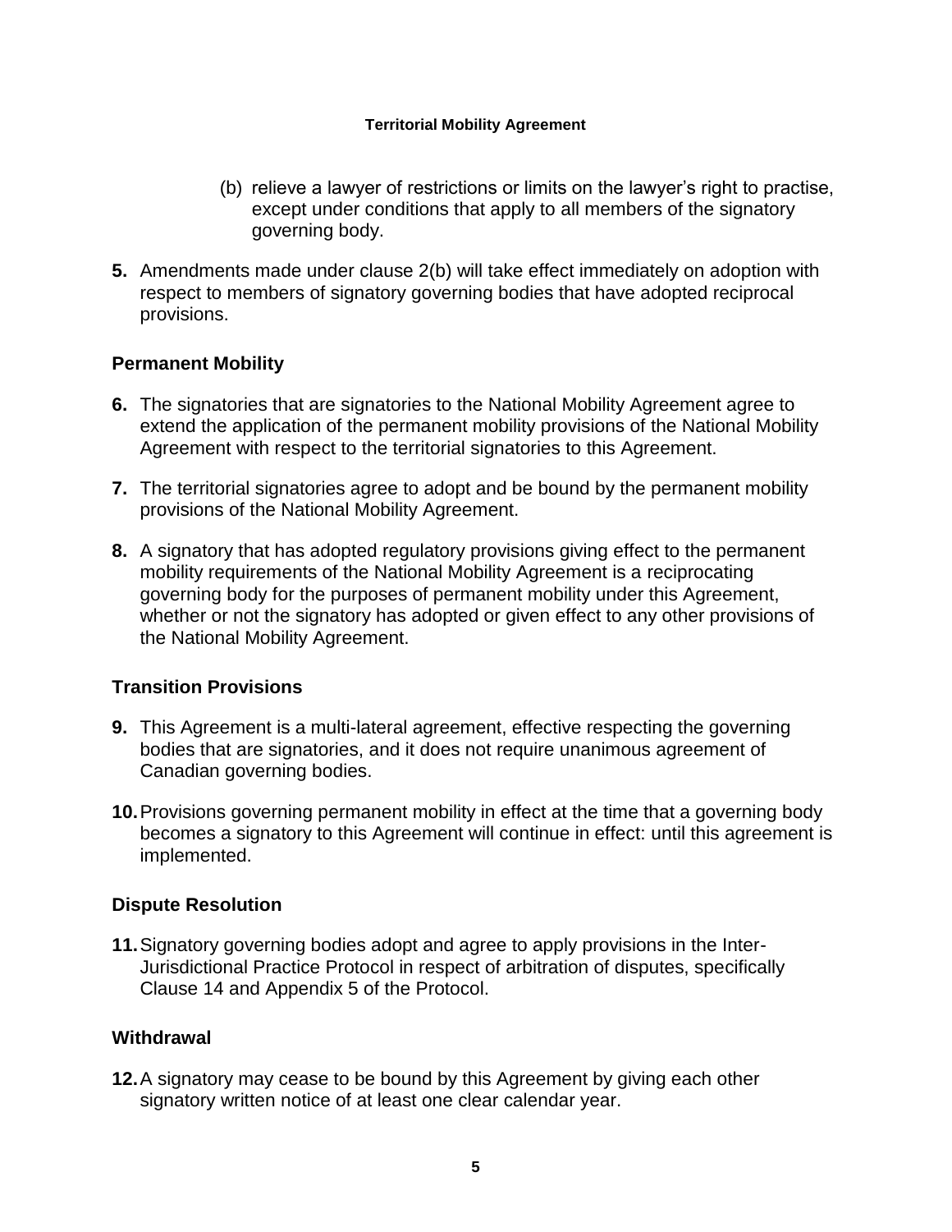(b) relieve a lawyer of restrictions or limits on the lawyer's right to practise, except under conditions that apply to all members of the signatory governing body.

**5.** Amendments made under clause 2(b) will take effect immediately on adoption with respect to members of signatory governing bodies that have adopted reciprocal provisions.

## Permanent Mobility

**6.** The signatories that are signatories to the National Mobility Agreement agree to extend the application of the permanent mobility provisions of the National Mobility Agreement with respect to the territorial signatories to this Agreement.

**7.** The territorial signatories agree to adopt and be bound by the permanent mobility provisions of the National Mobility Agreement.

**8.** A signatory that has adopted regulatory provisions giving effect to the permanent mobility requirements of the National Mobility Agreement is a reciprocating governing body for the purposes of permanent mobility under this Agreement, whether or not the signatory has adopted or given effect to any other provisions of the National Mobility Agreement.

## Transition Provisions

**9.** This Agreement is a multi-lateral agreement, effective respecting the governing bodies that are signatories, and it does not require unanimous agreement of Canadian governing bodies.

**10.** Provisions governing permanent mobility in effect at the time that a governing body becomes a signatory to this Agreement will continue in effect: until this agreement is implemented.

## Dispute Resolution

**11.** Signatory governing bodies adopt and agree to apply provisions in the Inter-Jurisdictional Practice Protocol in respect of arbitration of disputes, specifically Clause 14 and Appendix 5 of the Protocol.

## Withdrawal

**12.** A signatory may cease to be bound by this Agreement by giving each other signatory written notice of at least one clear calendar year.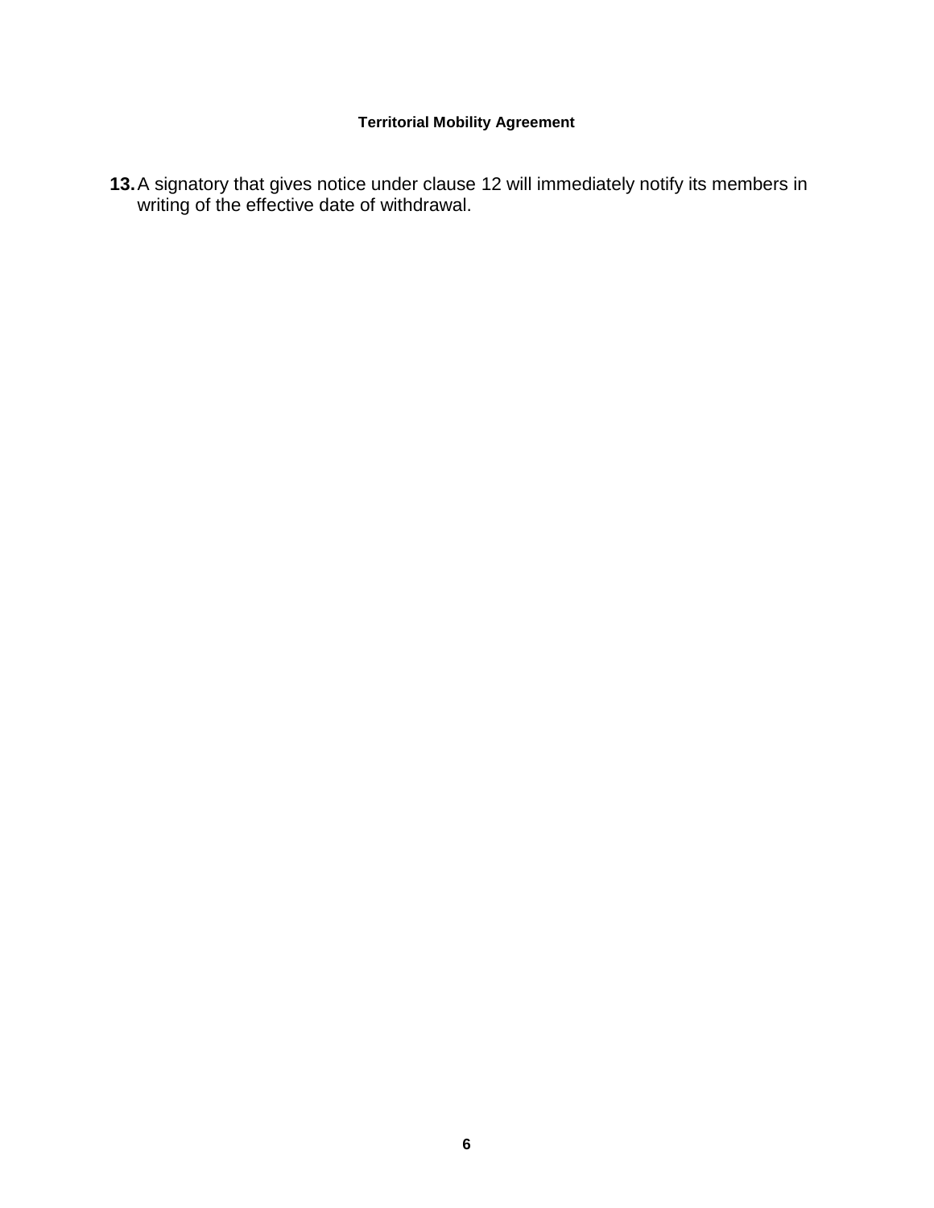**13.** A signatory that gives notice under clause 12 will immediately notify its members in writing of the effective date of withdrawal.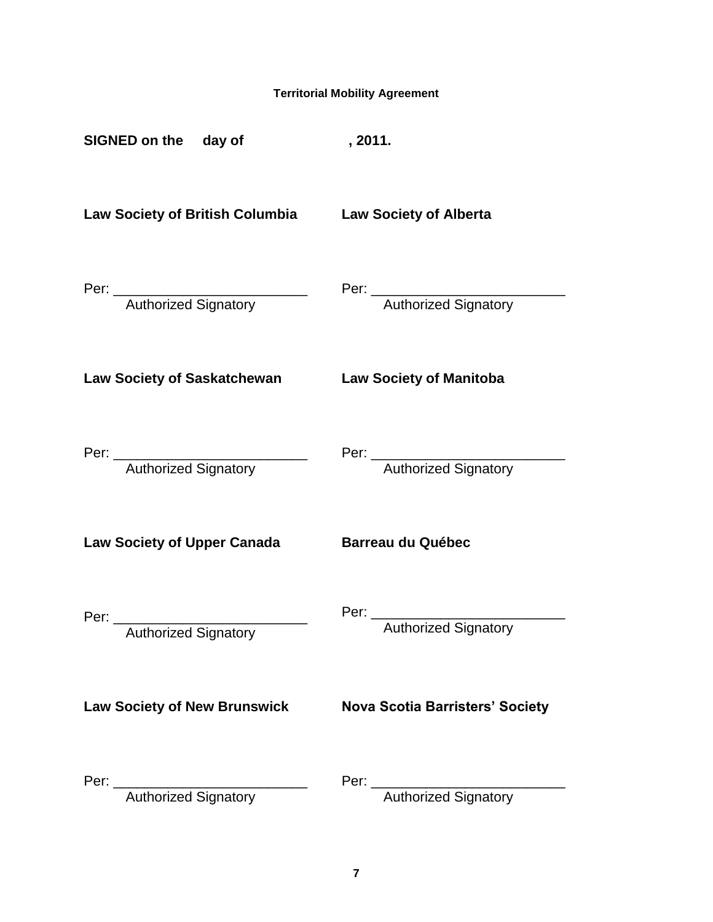**Territorial Mobility Agreement**

**SIGNED on the day of , 2011.**

**Law Society of British Columbia**

Per: _________________________
Authorized Signatory

**Law Society of Alberta**

Per: _________________________
Authorized Signatory

**Law Society of Saskatchewan**

Per: _________________________
Authorized Signatory

**Law Society of Manitoba**

Per: _________________________
Authorized Signatory

**Law Society of Upper Canada**

Per: _________________________
Authorized Signatory

**Barreau du Québec**

Per: _________________________
Authorized Signatory

**Law Society of New Brunswick**

Per: _________________________
Authorized Signatory

**Nova Scotia Barristers' Society**

Per: _________________________
Authorized Signatory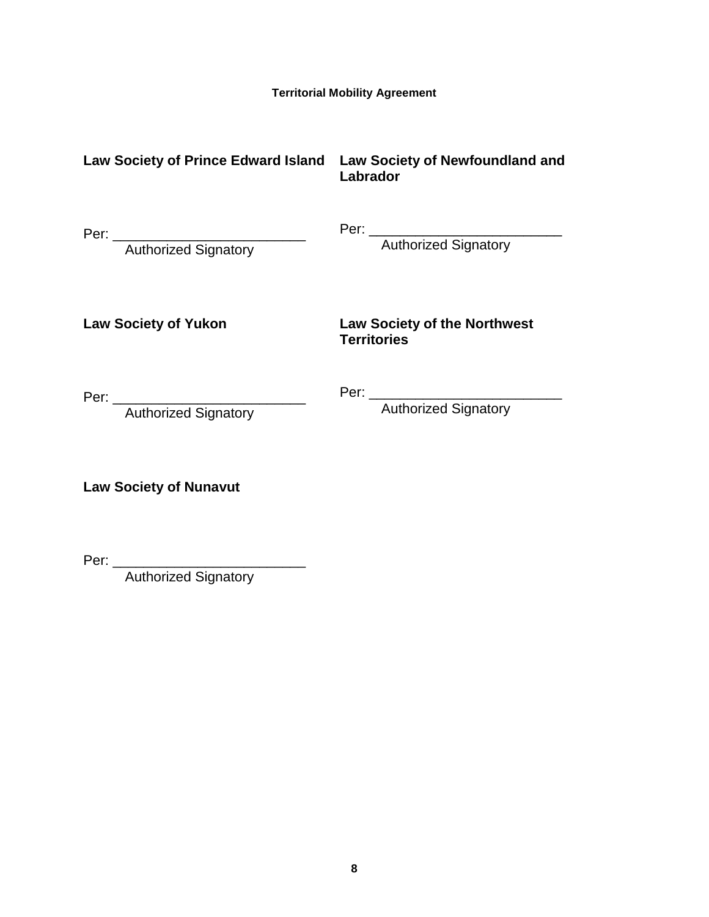**Territorial Mobility Agreement**

**Law Society of Prince Edward Island**

Per: _________________________
Authorized Signatory

**Law Society of Newfoundland and Labrador**

Per: _________________________
Authorized Signatory

**Law Society of Yukon**

Per: _________________________
Authorized Signatory

**Law Society of the Northwest Territories**

Per: _________________________
Authorized Signatory

**Law Society of Nunavut**

Per: _________________________
Authorized Signatory